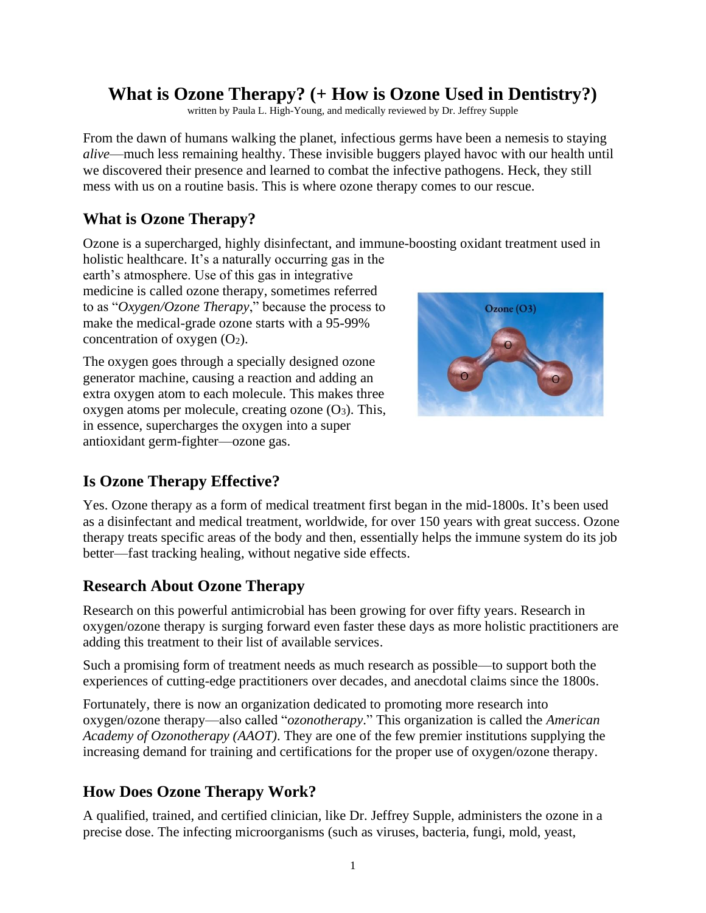# What is Ozone Therapy? (+ How is Ozone Used in Dentistry?)

written by Paula L. High-Young, and medically reviewed by Dr. Jeffrey Supple

From the dawn of humans walking the planet, infectious germs have been a nemesis to staying *alive*—much less remaining healthy. These invisible buggers played havoc with our health until we discovered their presence and learned to combat the infective pathogens. Heck, they still mess with us on a routine basis. This is where ozone therapy comes to our rescue.

## What is Ozone Therapy?

Ozone is a supercharged, highly disinfectant, and immune-boosting oxidant treatment used in holistic healthcare. It's a naturally occurring gas in the earth's atmosphere. Use of this gas in integrative medicine is called ozone therapy, sometimes referred to as "*Oxygen/Ozone Therapy*," because the process to make the medical-grade ozone starts with a 95-99% concentration of oxygen ($O_2$).

The oxygen goes through a specially designed ozone generator machine, causing a reaction and adding an extra oxygen atom to each molecule. This makes three oxygen atoms per molecule, creating ozone ($O_3$). This, in essence, supercharges the oxygen into a super antioxidant germ-fighter—ozone gas.

## Is Ozone Therapy Effective?

Yes. Ozone therapy as a form of medical treatment first began in the mid-1800s. It's been used as a disinfectant and medical treatment, worldwide, for over 150 years with great success. Ozone therapy treats specific areas of the body and then, essentially helps the immune system do its job better—fast tracking healing, without negative side effects.

## Research About Ozone Therapy

Research on this powerful antimicrobial has been growing for over fifty years. Research in oxygen/ozone therapy is surging forward even faster these days as more holistic practitioners are adding this treatment to their list of available services.

Such a promising form of treatment needs as much research as possible—to support both the experiences of cutting-edge practitioners over decades, and anecdotal claims since the 1800s.

Fortunately, there is now an organization dedicated to promoting more research into oxygen/ozone therapy—also called "*ozonotherapy*." This organization is called the *American Academy of Ozonotherapy (AAOT)*. They are one of the few premier institutions supplying the increasing demand for training and certifications for the proper use of oxygen/ozone therapy.

## How Does Ozone Therapy Work?

A qualified, trained, and certified clinician, like Dr. Jeffrey Supple, administers the ozone in a precise dose. The infecting microorganisms (such as viruses, bacteria, fungi, mold, yeast,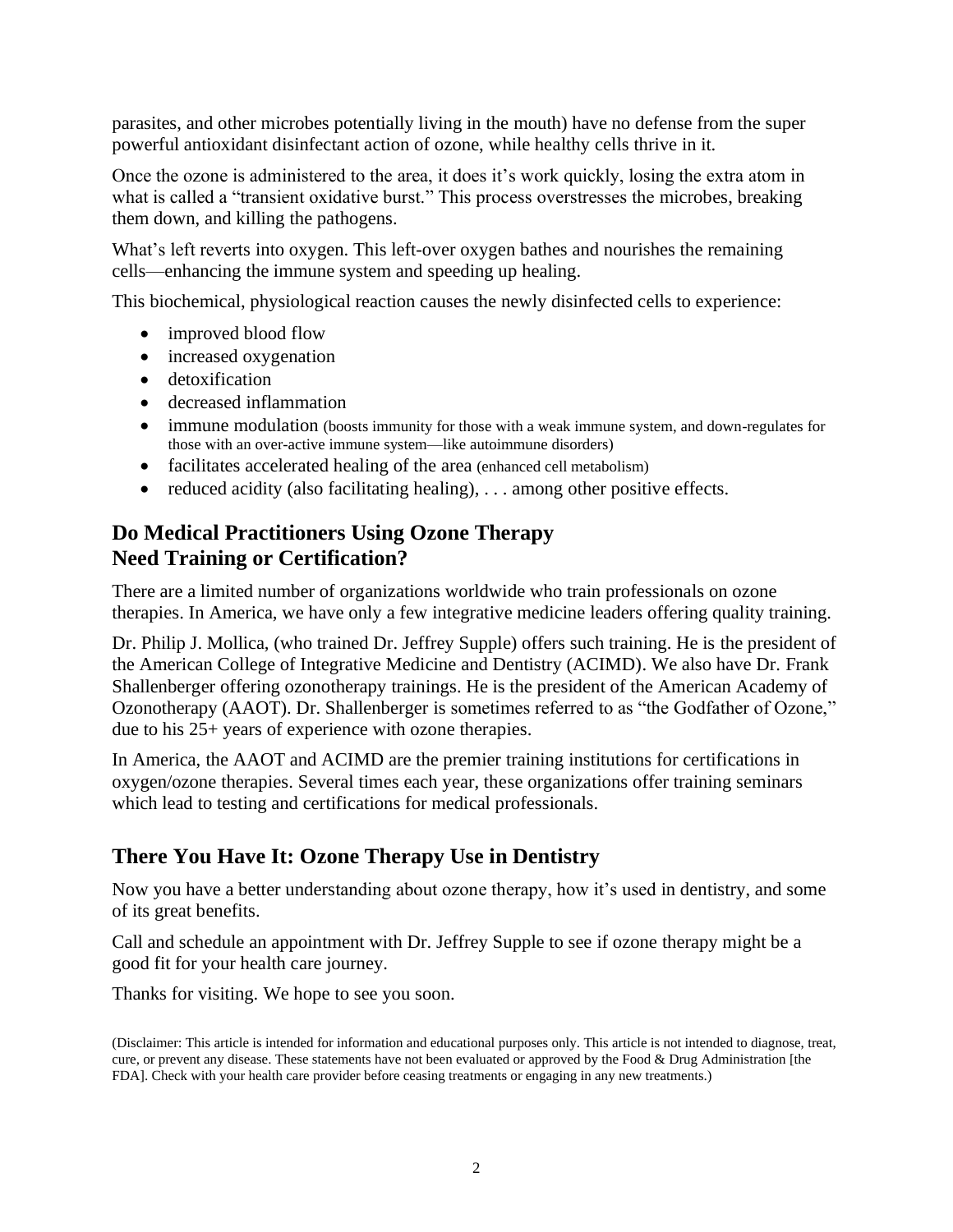parasites, and other microbes potentially living in the mouth) have no defense from the super powerful antioxidant disinfectant action of ozone, while healthy cells thrive in it.

Once the ozone is administered to the area, it does it's work quickly, losing the extra atom in what is called a "transient oxidative burst." This process overstresses the microbes, breaking them down, and killing the pathogens.

What's left reverts into oxygen. This left-over oxygen bathes and nourishes the remaining cells—enhancing the immune system and speeding up healing.

This biochemical, physiological reaction causes the newly disinfected cells to experience:

- improved blood flow
- increased oxygenation
- detoxification
- decreased inflammation
- immune modulation (boosts immunity for those with a weak immune system, and down-regulates for those with an over-active immune system—like autoimmune disorders)
- facilitates accelerated healing of the area (enhanced cell metabolism)
- reduced acidity (also facilitating healing), . . . among other positive effects.

## Do Medical Practitioners Using Ozone Therapy Need Training or Certification?

There are a limited number of organizations worldwide who train professionals on ozone therapies. In America, we have only a few integrative medicine leaders offering quality training.

Dr. Philip J. Mollica, (who trained Dr. Jeffrey Supple) offers such training. He is the president of the American College of Integrative Medicine and Dentistry (ACIMD). We also have Dr. Frank Shallenberger offering ozonotherapy trainings. He is the president of the American Academy of Ozonotherapy (AAOT). Dr. Shallenberger is sometimes referred to as "the Godfather of Ozone," due to his 25+ years of experience with ozone therapies.

In America, the AAOT and ACIMD are the premier training institutions for certifications in oxygen/ozone therapies. Several times each year, these organizations offer training seminars which lead to testing and certifications for medical professionals.

## There You Have It: Ozone Therapy Use in Dentistry

Now you have a better understanding about ozone therapy, how it's used in dentistry, and some of its great benefits.

Call and schedule an appointment with Dr. Jeffrey Supple to see if ozone therapy might be a good fit for your health care journey.

Thanks for visiting. We hope to see you soon.

(Disclaimer: This article is intended for information and educational purposes only. This article is not intended to diagnose, treat, cure, or prevent any disease. These statements have not been evaluated or approved by the Food & Drug Administration [the FDA]. Check with your health care provider before ceasing treatments or engaging in any new treatments.)